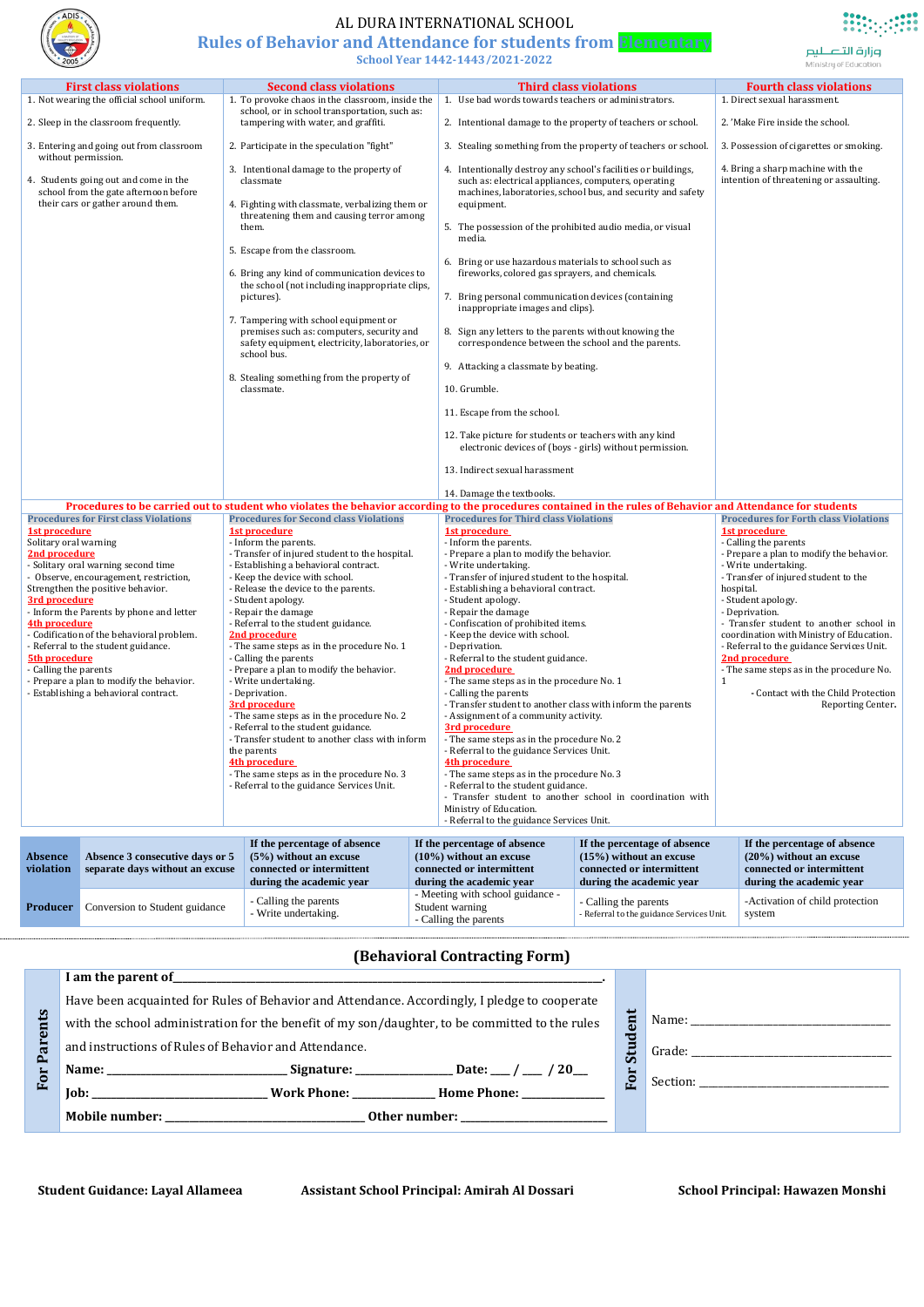# AL DURA INTERNATIONAL SCHOOL

## Rules of Behavior and Attendance for students from Elementary

School Year 1442-1443/2021-2022

وزارة التعليم
Ministry of Education

| First class violations | Second class violations | Third class violations | Fourth class violations |
|---|---|---|---|
| 1. Not wearing the official school uniform.<br>2. Sleep in the classroom frequently.<br>3. Entering and going out from classroom without permission.<br>4. Students going out and come in the school from the gate afternoon before their cars or gather around them. | 1. To provoke chaos in the classroom, inside the school, or in school transportation, such as: tampering with water, and graffiti.<br>2. Participate in the speculation "fight"<br>3. Intentional damage to the property of classmate<br>4. Fighting with classmate, verbalizing them or threatening them and causing terror among them.<br>5. Escape from the classroom.<br>6. Bring any kind of communication devices to the school (not including inappropriate clips, pictures).<br>7. Tampering with school equipment or premises such as: computers, security and safety equipment, electricity, laboratories, or school bus.<br>8. Stealing something from the property of classmate. | 1. Use bad words towards teachers or administrators.<br>2. Intentional damage to the property of teachers or school.<br>3. Stealing something from the property of teachers or school.<br>4. Intentionally destroy any school's facilities or buildings, such as: electrical appliances, computers, operating machines, laboratories, school bus, and security and safety equipment.<br>5. The possession of the prohibited audio media, or visual media.<br>6. Bring or use hazardous materials to school such as fireworks, colored gas sprayers, and chemicals.<br>7. Bring personal communication devices (containing inappropriate images and clips).<br>8. Sign any letters to the parents without knowing the correspondence between the school and the parents.<br>9. Attacking a classmate by beating.<br>10. Grumble.<br>11. Escape from the school.<br>12. Take picture for students or teachers with any kind electronic devices of (boys - girls) without permission.<br>13. Indirect sexual harassment<br>14. Damage the textbooks. | 1. Direct sexual harassment.<br>2. 'Make Fire inside the school.<br>3. Possession of cigarettes or smoking.<br>4. Bring a sharp machine with the intention of threatening or assaulting. |

**Procedures to be carried out to student who violates the behavior according to the procedures contained in the rules of Behavior and Attendance for students**

| Procedures for First class Violations | Procedures for Second class Violations | Procedures for Third class Violations | Procedures for Forth class Violations |
|---|---|---|---|
| **1st procedure**<br>Solitary oral warning<br>**2nd procedure**<br>- Solitary oral warning second time<br>- Observe, encouragement, restriction, Strengthen the positive behavior.<br>**3rd procedure**<br>- Inform the Parents by phone and letter<br>**4th procedure**<br>- Codification of the behavioral problem.<br>- Referral to the student guidance.<br>**5th procedure**<br>- Calling the parents<br>- Prepare a plan to modify the behavior.<br>- Establishing a behavioral contract. | **1st procedure**<br>- Inform the parents.<br>- Transfer of injured student to the hospital.<br>- Establishing a behavioral contract.<br>- Keep the device with school.<br>- Release the device to the parents.<br>- Student apology.<br>- Repair the damage<br>- Referral to the student guidance.<br>**2nd procedure**<br>- The same steps as in the procedure No. 1<br>- Calling the parents<br>- Prepare a plan to modify the behavior.<br>- Write undertaking.<br>- Deprivation.<br>**3rd procedure**<br>- The same steps as in the procedure No. 2<br>- Referral to the student guidance.<br>- Transfer student to another class with inform the parents<br>**4th procedure**<br>- The same steps as in the procedure No. 3<br>- Referral to the guidance Services Unit. | **1st procedure**<br>- Inform the parents.<br>- Prepare a plan to modify the behavior.<br>- Write undertaking.<br>- Transfer of injured student to the hospital.<br>- Establishing a behavioral contract.<br>- Student apology.<br>- Repair the damage<br>- Confiscation of prohibited items.<br>- Keep the device with school.<br>- Deprivation.<br>- Referral to the student guidance.<br>**2nd procedure**<br>- The same steps as in the procedure No. 1<br>- Calling the parents<br>- Transfer student to another class with inform the parents<br>- Assignment of a community activity.<br>**3rd procedure**<br>- The same steps as in the procedure No. 2<br>- Referral to the guidance Services Unit.<br>**4th procedure**<br>- The same steps as in the procedure No. 3<br>- Referral to the student guidance.<br>- Transfer student to another school in coordination with Ministry of Education.<br>- Referral to the guidance Services Unit. | **1st procedure**<br>- Calling the parents<br>- Prepare a plan to modify the behavior.<br>- Write undertaking.<br>- Transfer of injured student to the hospital.<br>- Student apology.<br>- Deprivation.<br>- Transfer student to another school in coordination with Ministry of Education.<br>- Referral to the guidance Services Unit.<br>**2nd procedure**<br>- The same steps as in the procedure No. 1<br>- Contact with the Child Protection Reporting Center. |

| Absence violation | Absence 3 consecutive days or 5 separate days without an excuse | If the percentage of absence (5%) without an excuse connected or intermittent during the academic year | If the percentage of absence (10%) without an excuse connected or intermittent during the academic year | If the percentage of absence (15%) without an excuse connected or intermittent during the academic year | If the percentage of absence (20%) without an excuse connected or intermittent during the academic year |
|---|---|---|---|---|---|
| **Producer** | Conversion to Student guidance | - Calling the parents<br>- Write undertaking. | - Meeting with school guidance - Student warning<br>- Calling the parents | - Calling the parents<br>- Referral to the guidance Services Unit. | -Activation of child protection system |

## (Behavioral Contracting Form)

**For Parents**

**I am the parent of______________________________________________.**

Have been acquainted for Rules of Behavior and Attendance. Accordingly, I pledge to cooperate with the school administration for the benefit of my son/daughter, to be committed to the rules and instructions of Rules of Behavior and Attendance.

**Name:** ______________________ **Signature:** ____________ **Date:** ___ / ___ / 20__

**Job:** ______________________ **Work Phone:** ____________ **Home Phone:** ____________

**Mobile number:** ______________________ **Other number:** ______________________

**For Student**

Name: ______________________

Grade: ______________________

Section: ______________________

**Student Guidance: Layal Allameea** **Assistant School Principal: Amirah Al Dossari** **School Principal: Hawazen Monshi**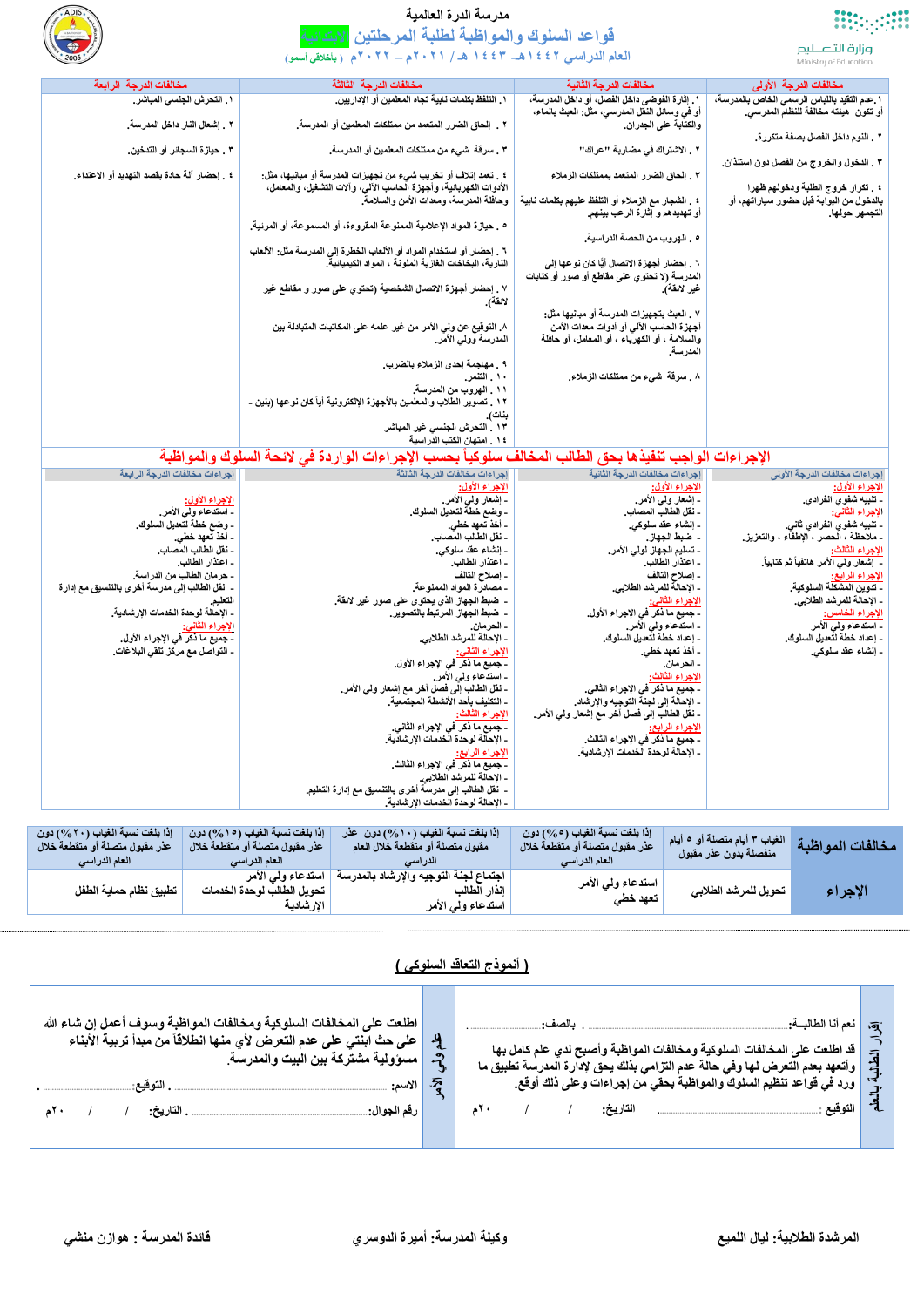مدرسة الدرة العالمية

# قواعد السلوك والمواظبة لطلبة المرحلتين الابتدائية

العام الدراسي ١٤٤٢هـ-١٤٤٣ هـ / ٢٠٢١م – ٢٠٢٢م ( باخلاقي أسمو)

وزارة التعليم
Ministry of Education

| مخالفات الدرجة الأولى | مخالفات الدرجة الثانية | مخالفات الدرجة الثالثة | مخالفات الدرجة الرابعة |
|---|---|---|---|
| ١.عدم التقيد باللباس الرسمي الخاص بالمدرسة، أو تكون هيئته مخالفة للنظام المدرسي.<br>٢ . النوم داخل الفصل بصفة متكررة.<br>٣ . الدخول والخروج من الفصل دون استئذان.<br>٤ . تكرار خروج الطلبة ودخولهم ظهرا بالدخول من البوابة قبل حضور سياراتهم، أو التجمهر حولها. | ١. إثارة الفوضى داخل الفصل، أو داخل المدرسة، أو في وسائل النقل المدرسي، مثل: العبث بالماء، والكتابة على الجدران.<br>٢ . الاشتراك في مضاربة "عراك"<br>٣ . إلحاق الضرر المتعمد بممتلكات الزملاء<br>٤ . الشجار مع الزملاء أو التلفظ عليهم بكلمات نابية أو تهديدهم و إثارة الرعب بينهم.<br>٥ . الهروب من الحصة الدراسية.<br>٦ . إحضار أجهزة الاتصال أيّاً كان نوعها إلى المدرسة (لا تحتوي على مقاطع أو صور أو كتابات غير لائقة).<br>٧ . العبث بتجهيزات المدرسة أو مبانيها مثل: أجهزة الحاسب الآلي أو أدوات معدات الأمن والسلامة ، أو الكهرباء ، أو المعامل، أو حافلة المدرسة.<br>٨ . سرقة شيء من ممتلكات الزملاء. | ١. التلفظ بكلمات نابية تجاه المعلمين أو الإداريين.<br>٢ . إلحاق الضرر المتعمد من ممتلكات المعلمين أو المدرسة.<br>٣ . سرقة شيء من ممتلكات المعلمين أو المدرسة.<br>٤ . تعمد إتلاف أو تخريب شيء من تجهيزات المدرسة أو مبانيها، مثل: الأدوات الكهربائية، وأجهزة الحاسب الآلي، وآلات التشغيل، والمعامل، وحافلة المدرسة، ومعدات الأمن والسلامة.<br>٥ . حيازة المواد الإعلامية الممنوعة المقروءة، أو المسموعة، أو المرئية.<br>٦ . إحضار أو استخدام المواد أو الألعاب الخطرة إلى المدرسة مثل: الألعاب النارية، البخاخات الغازية الملونة، والمواد الكيميائية.<br>٧ . إحضار أجهزة الاتصال الشخصية (تحتوي على صور و مقاطع غير لائقة).<br>٨ . التوقيع عن ولي الأمر من غير علمه على المكاتبات المتبادلة بين المدرسة وولي الأمر.<br>٩ . مهاجمة إحدى الزملاء بالضرب.<br>١٠ . التنمر.<br>١١ . الهروب من المدرسة.<br>١٢ . تصوير الطلاب والمعلمين بالأجهزة الإلكترونية أيا كان نوعها (بنين - بنات).<br>١٣ . التحرش الجنسي غير المباشر.<br>١٤ . امتهان الكتب الدراسية | ١. التحرش الجنسي المباشر.<br>٢ . إشعال النار داخل المدرسة.<br>٣ . حيازة السجائر أو التدخين.<br>٤ . إحضار آلة حادة بقصد التهديد أو الاعتداء. |

## الإجراءات الواجب تنفيذها بحق الطالب المخالف سلوكياً بحسب الإجراءات الواردة في لائحة السلوك والمواظبة

| إجراءات مخالفات الدرجة الأولى | إجراءات مخالفات الدرجة الثانية | إجراءات مخالفات الدرجة الثالثة | إجراءات مخالفات الدرجة الرابعة |
|---|---|---|---|
| الإجراء الأول:<br>- تنبيه شفوي انفرادي.<br>الإجراء الثاني:<br>- تنبيه شفوي انفرادي ثاني.<br>- ملاحظة ، الحصر ، والإطفاء ، والتعزيز.<br>الإجراء الثالث:<br>- إشعار ولي الأمر هاتفياً ثم كتابياً.<br>الإجراء الرابع:<br>- تدوين المشكلة السلوكية.<br>- الإحالة للمرشد الطلابي.<br>الإجراء الخامس:<br>- استدعاء ولي الأمر<br>- إعداد خطة لتعديل السلوك.<br>- إنشاء عقد سلوكي. | الإجراء الأول:<br>- إشعار ولي الأمر.<br>- نقل الطالب للمصاب.<br>- إنشاء عقد سلوكي.<br>- ضبط الجهاز.<br>- تسليم الجهاز لولي الأمر.<br>- اعتذار الطالب.<br>- إصلاح التالف.<br>- الإحالة للمرشد الطلابي.<br>الإجراء الثاني:<br>- جميع ما ذكر في الإجراء الأول.<br>- استدعاء ولي الأمر.<br>- إعداد خطة لتعديل السلوك.<br>- أخذ تعهد خطي.<br>- الحرمان.<br>الإجراء الثالث:<br>- جميع ما ذكر في الإجراء الثاني.<br>- الإحالة إلى لجنة التوجيه والإرشاد.<br>- نقل الطالب إلى فصل آخر مع إشعار ولي الأمر.<br>الإجراء الرابع:<br>- جميع ما ذكر في الإجراء الثالث.<br>- الإحالة لوحدة الخدمات الإرشادية. | الإجراء الأول:<br>- إشعار ولي الأمر.<br>- وضع خطة لتعديل السلوك.<br>- أخذ تعهد خطي.<br>- نقل الطالب المصاب.<br>- إنشاء عقد سلوكي.<br>- اعتذار الطالب.<br>- إصلاح التالف.<br>- مصادرة المواد الممنوعة.<br>- ضبط الجهاز الذي يحتوي على صور غير لائقة.<br>- ضبط الجهاز المرتبط بالتصوير.<br>- الحرمان.<br>- الإحالة للمرشد الطلابي.<br>الإجراء الثاني:<br>- جميع ما ذكر في الإجراء الأول.<br>- استدعاء ولي الأمر.<br>- نقل الطالب إلى فصل آخر مع إشعار ولي الأمر.<br>- التكليف بأحد الأنشطة المجتمعية.<br>الإجراء الثالث:<br>- جميع ما ذكر في الإجراء الثاني.<br>- الإحالة لوحدة الخدمات الإرشادية.<br>الإجراء الرابع:<br>- جميع ما ذكر في الإجراء الثالث.<br>- الإحالة للمرشد الطلابي.<br>- نقل الطالب إلى مدرسة أخرى بالتنسيق مع إدارة التعليم.<br>- الإحالة لوحدة الخدمات الإرشادية. | الإجراء الأول:<br>- استدعاء ولي الأمر.<br>- وضع خطة لتعديل السلوك.<br>- أخذ تعهد خطي.<br>- نقل الطالب المصاب.<br>- اعتذار الطالب.<br>- حرمان الطالب من الدراسة.<br>- نقل الطالب إلى مدرسة أخرى بالتنسيق مع إدارة التعليم.<br>- الإحالة لوحدة الخدمات الإرشادية.<br>الإجراء الثاني:<br>- جميع ما ذكر في الإجراء الأول.<br>- التواصل مع مركز تلقي البلاغات. |

| مخالفات المواظبة | الغياب ٣ أيام متصلة أو ٥ أيام منفصلة بدون عذر مقبول | إذا بلغت نسبة الغياب (٥%) دون عذر مقبول متصلة أو متقطعة خلال العام الدراسي | إذا بلغت نسبة الغياب (١٠%) دون عذر مقبول متصلة أو متقطعة خلال العام الدراسي | إذا بلغت نسبة الغياب (١٥%) دون عذر مقبول متصلة أو متقطعة خلال العام الدراسي | إذا بلغت نسبة الغياب (٢٠%) دون عذر مقبول متصلة أو متقطعة خلال العام الدراسي |
|---|---|---|---|---|---|
| الإجراء | تحويل للمرشد الطلابي | استدعاء ولي الأمر<br>تعهد خطي | اجتماع لجنة التوجيه والإرشاد بالمدرسة<br>إنذار الطالب<br>استدعاء ولي الأمر | استدعاء ولي الأمر<br>تحويل الطالب لوحدة الخدمات الإرشادية | تطبيق نظام حماية الطفل |

## ( أنموذج التعاقد السلوكي )

| إقرار الطالبة بالعلم | |
|---|---|
| | نعم أنا الطالبة:........................ بالصف:....................<br>قد اطلعت على المخالفات السلوكية ومخالفات المواظبة وأصبح لدي علم كامل بها وأتعهد بعدم التعرض لها وفي حالة عدم التزامي بذلك يحق لإدارة المدرسة تطبيق ما ورد في قواعد تنظيم السلوك والمواظبة بحقي من إجراءات وعلى ذلك أوقع.<br>التوقيع :......................... التاريخ: / / ٢٠م |

| علم ولي الأمر | |
|---|---|
| | اطلعت على المخالفات السلوكية ومخالفات المواظبة وسوف أعمل إن شاء الله على حث ابنتي على عدم التعرض لأي منها انطلاقاً من مبدأ تربية الأبناء مسؤولية مشتركة بين البيت والمدرسة.<br>الاسم:.............................. . التوقيع:.............................<br>رقم الجوال:......................... . التاريخ: / / ٢٠م |

المرشدة الطلابية: ليال اللميع　　　　وكيلة المدرسة: أميرة الدوسري　　　　قائدة المدرسة : هوازن منشي